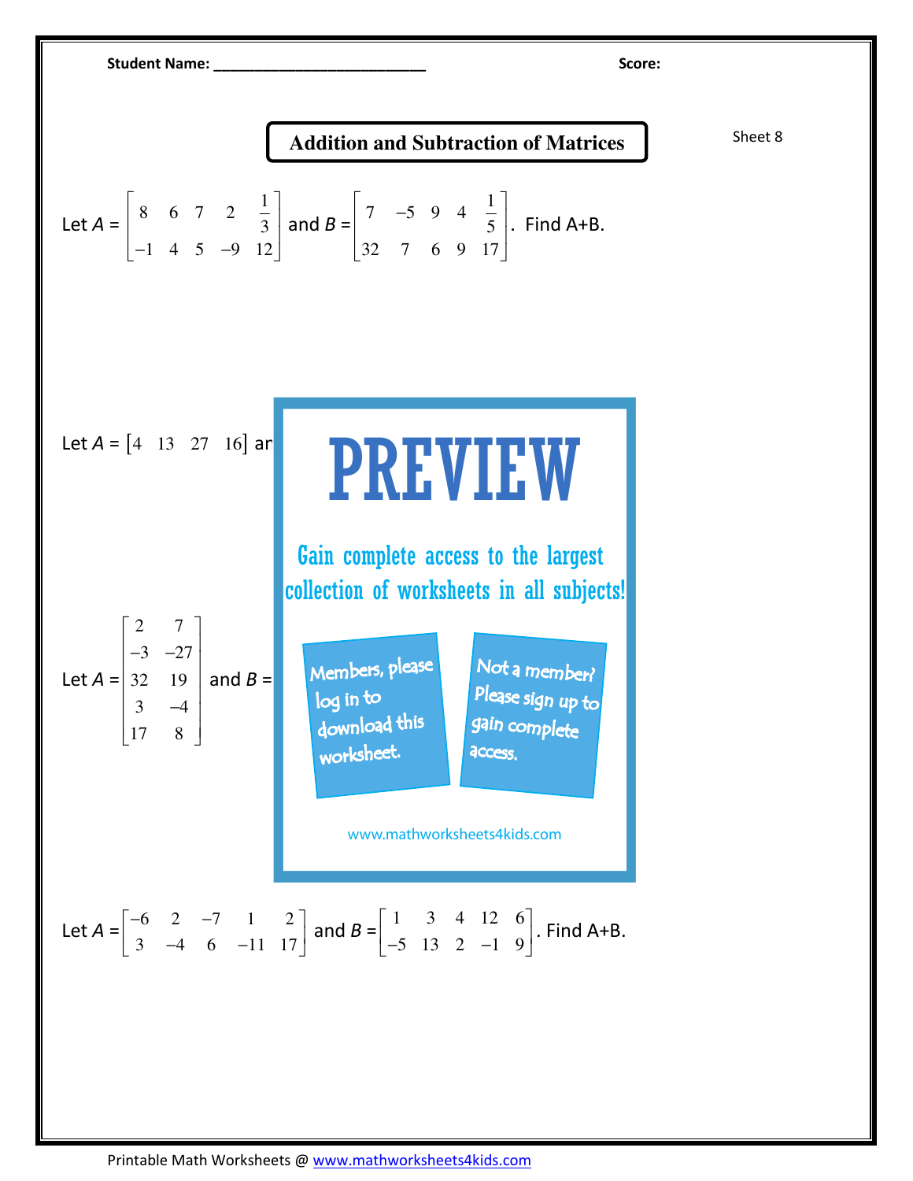Student Name: ___________________________ Score:

# Addition and Subtraction of Matrices

Sheet 8

Let $A = \begin{bmatrix} 8 & 6 & 7 & 2 & \frac{1}{3} \\ -1 & 4 & 5 & -9 & 12 \end{bmatrix}$ and $B = \begin{bmatrix} 7 & -5 & 9 & 4 & \frac{1}{5} \\ 32 & 7 & 6 & 9 & 17 \end{bmatrix}$. Find A+B.

Let $A = \begin{bmatrix} 4 & 13 & 27 & 16 \end{bmatrix}$ ar

PREVIEW

Gain complete access to the largest collection of worksheets in all subjects!

Members, please log in to download this worksheet.

Not a member? Please sign up to gain complete access.

www.mathworksheets4kids.com

Let $A = \begin{bmatrix} 2 & 7 \\ -3 & -27 \\ 32 & 19 \\ 3 & -4 \\ 17 & 8 \end{bmatrix}$ and $B =$

Let $A = \begin{bmatrix} -6 & 2 & -7 & 1 & 2 \\ 3 & -4 & 6 & -11 & 17 \end{bmatrix}$ and $B = \begin{bmatrix} 1 & 3 & 4 & 12 & 6 \\ -5 & 13 & 2 & -1 & 9 \end{bmatrix}$. Find A+B.

Printable Math Worksheets @ www.mathworksheets4kids.com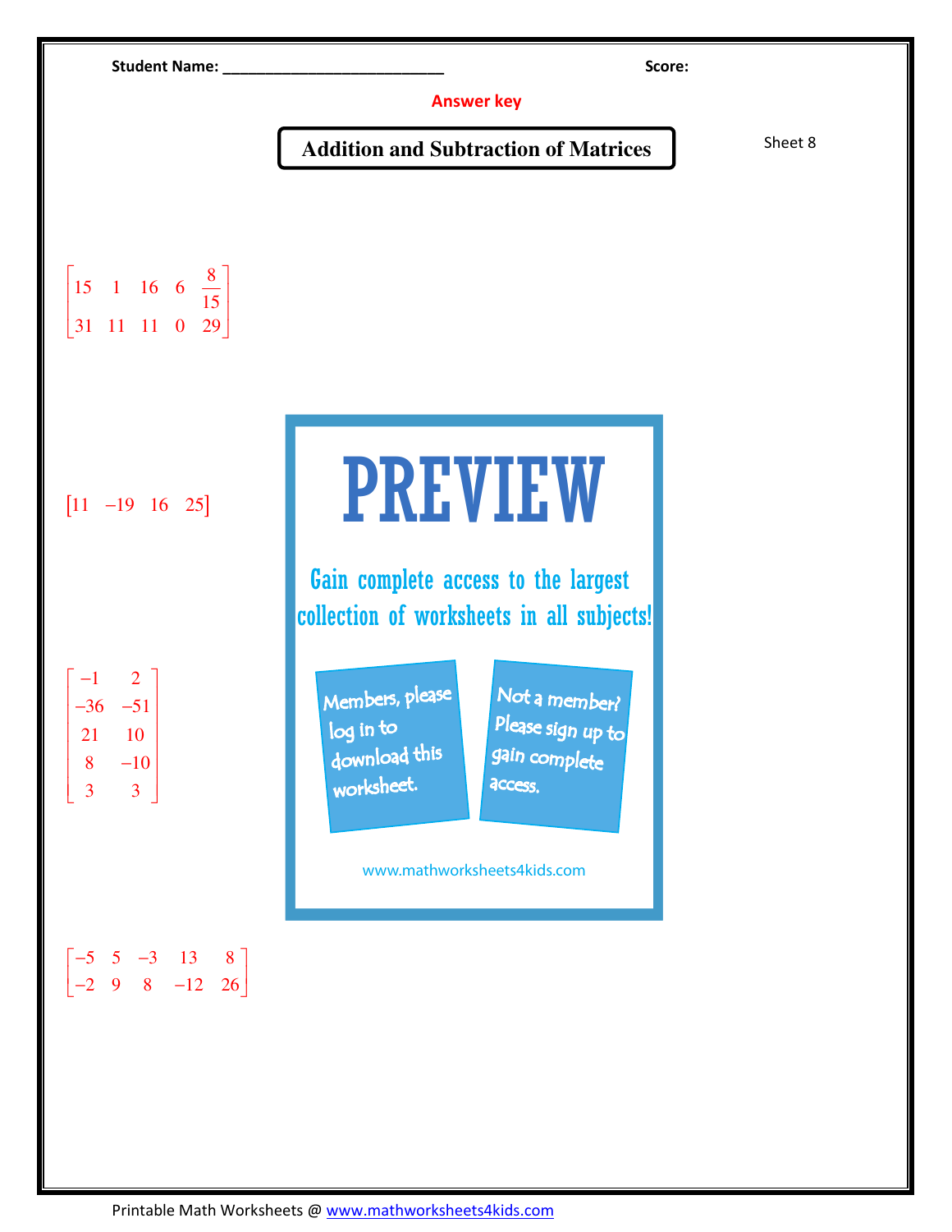Student Name: ___________________________ Score:

**Answer key**

# Addition and Subtraction of Matrices

Sheet 8

$$\begin{bmatrix} 15 & 1 & 16 & 6 & \frac{8}{15} \\ 31 & 11 & 11 & 0 & 29 \end{bmatrix}$$

$$\begin{bmatrix} 11 & -19 & 16 & 25 \end{bmatrix}$$

$$\begin{bmatrix} -1 & 2 \\ -36 & -51 \\ 21 & 10 \\ 8 & -10 \\ 3 & 3 \end{bmatrix}$$

$$\begin{bmatrix} -5 & 5 & -3 & 13 & 8 \\ -2 & 9 & 8 & -12 & 26 \end{bmatrix}$$

PREVIEW

Gain complete access to the largest collection of worksheets in all subjects!

Members, please log in to download this worksheet.

Not a member? Please sign up to gain complete access.

www.mathworksheets4kids.com

Printable Math Worksheets @ www.mathworksheets4kids.com